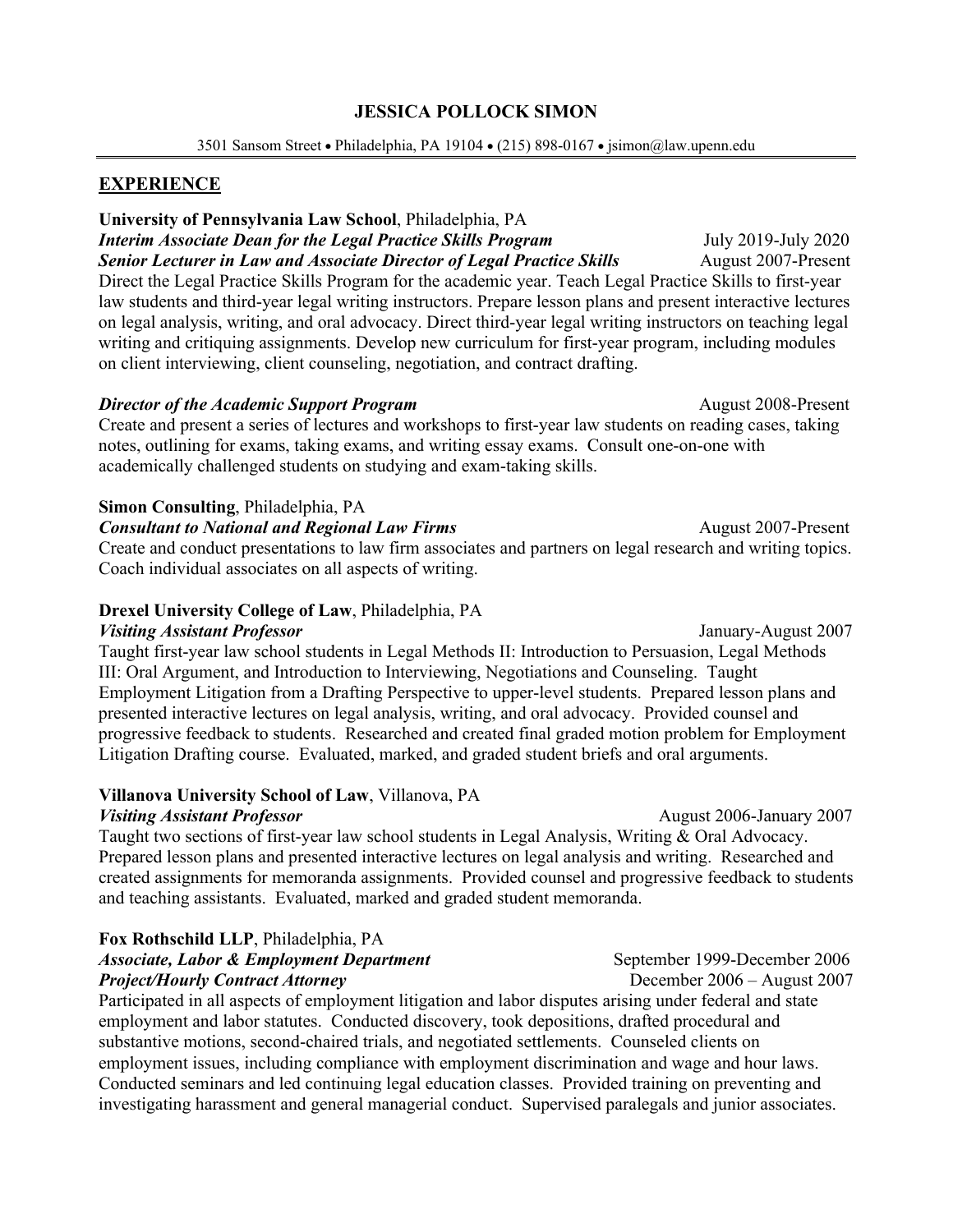# JESSICA POLLOCK SIMON

3501 Sansom Street • Philadelphia, PA 19104 • (215) 898-0167 • jsimon@law.upenn.edu

## EXPERIENCE

**University of Pennsylvania Law School**, Philadelphia, PA
***Interim Associate Dean for the Legal Practice Skills Program*** July 2019-July 2020
***Senior Lecturer in Law and Associate Director of Legal Practice Skills*** August 2007-Present
Direct the Legal Practice Skills Program for the academic year. Teach Legal Practice Skills to first-year law students and third-year legal writing instructors. Prepare lesson plans and present interactive lectures on legal analysis, writing, and oral advocacy. Direct third-year legal writing instructors on teaching legal writing and critiquing assignments. Develop new curriculum for first-year program, including modules on client interviewing, client counseling, negotiation, and contract drafting.

***Director of the Academic Support Program*** August 2008-Present
Create and present a series of lectures and workshops to first-year law students on reading cases, taking notes, outlining for exams, taking exams, and writing essay exams. Consult one-on-one with academically challenged students on studying and exam-taking skills.

**Simon Consulting**, Philadelphia, PA
***Consultant to National and Regional Law Firms*** August 2007-Present
Create and conduct presentations to law firm associates and partners on legal research and writing topics. Coach individual associates on all aspects of writing.

**Drexel University College of Law**, Philadelphia, PA
***Visiting Assistant Professor*** January-August 2007
Taught first-year law school students in Legal Methods II: Introduction to Persuasion, Legal Methods III: Oral Argument, and Introduction to Interviewing, Negotiations and Counseling. Taught Employment Litigation from a Drafting Perspective to upper-level students. Prepared lesson plans and presented interactive lectures on legal analysis, writing, and oral advocacy. Provided counsel and progressive feedback to students. Researched and created final graded motion problem for Employment Litigation Drafting course. Evaluated, marked, and graded student briefs and oral arguments.

**Villanova University School of Law**, Villanova, PA
***Visiting Assistant Professor*** August 2006-January 2007
Taught two sections of first-year law school students in Legal Analysis, Writing & Oral Advocacy. Prepared lesson plans and presented interactive lectures on legal analysis and writing. Researched and created assignments for memoranda assignments. Provided counsel and progressive feedback to students and teaching assistants. Evaluated, marked and graded student memoranda.

**Fox Rothschild LLP**, Philadelphia, PA
***Associate, Labor & Employment Department*** September 1999-December 2006
***Project/Hourly Contract Attorney*** December 2006 – August 2007
Participated in all aspects of employment litigation and labor disputes arising under federal and state employment and labor statutes. Conducted discovery, took depositions, drafted procedural and substantive motions, second-chaired trials, and negotiated settlements. Counseled clients on employment issues, including compliance with employment discrimination and wage and hour laws. Conducted seminars and led continuing legal education classes. Provided training on preventing and investigating harassment and general managerial conduct. Supervised paralegals and junior associates.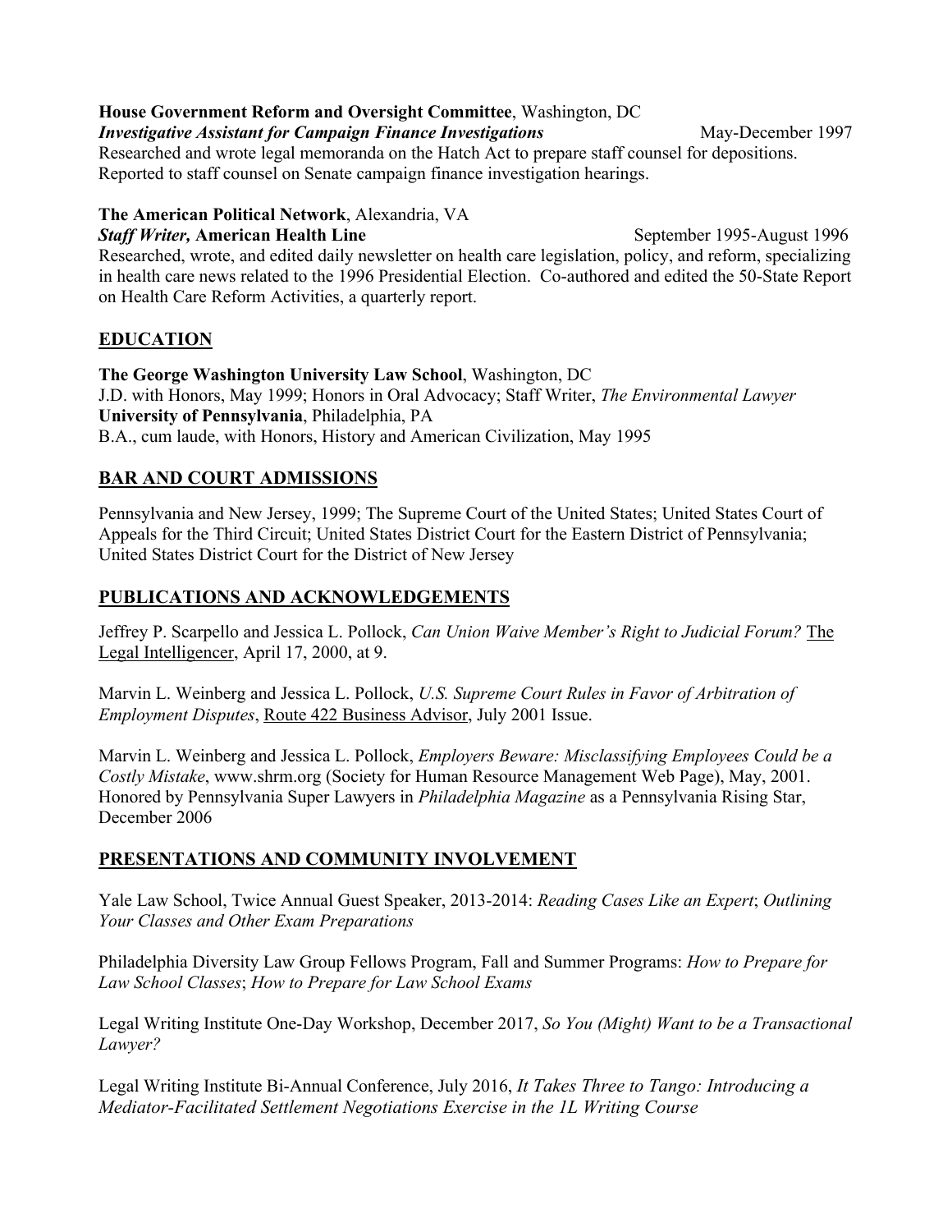**House Government Reform and Oversight Committee**, Washington, DC
***Investigative Assistant for Campaign Finance Investigations*** May-December 1997
Researched and wrote legal memoranda on the Hatch Act to prepare staff counsel for depositions. Reported to staff counsel on Senate campaign finance investigation hearings.

**The American Political Network**, Alexandria, VA
***Staff Writer,* American Health Line** September 1995-August 1996
Researched, wrote, and edited daily newsletter on health care legislation, policy, and reform, specializing in health care news related to the 1996 Presidential Election. Co-authored and edited the 50-State Report on Health Care Reform Activities, a quarterly report.

## EDUCATION

**The George Washington University Law School**, Washington, DC
J.D. with Honors, May 1999; Honors in Oral Advocacy; Staff Writer, *The Environmental Lawyer*
**University of Pennsylvania**, Philadelphia, PA
B.A., cum laude, with Honors, History and American Civilization, May 1995

## BAR AND COURT ADMISSIONS

Pennsylvania and New Jersey, 1999; The Supreme Court of the United States; United States Court of Appeals for the Third Circuit; United States District Court for the Eastern District of Pennsylvania; United States District Court for the District of New Jersey

## PUBLICATIONS AND ACKNOWLEDGEMENTS

Jeffrey P. Scarpello and Jessica L. Pollock, *Can Union Waive Member's Right to Judicial Forum?* The Legal Intelligencer, April 17, 2000, at 9.

Marvin L. Weinberg and Jessica L. Pollock, *U.S. Supreme Court Rules in Favor of Arbitration of Employment Disputes*, Route 422 Business Advisor, July 2001 Issue.

Marvin L. Weinberg and Jessica L. Pollock, *Employers Beware: Misclassifying Employees Could be a Costly Mistake*, www.shrm.org (Society for Human Resource Management Web Page), May, 2001.
Honored by Pennsylvania Super Lawyers in *Philadelphia Magazine* as a Pennsylvania Rising Star, December 2006

## PRESENTATIONS AND COMMUNITY INVOLVEMENT

Yale Law School, Twice Annual Guest Speaker, 2013-2014: *Reading Cases Like an Expert*; *Outlining Your Classes and Other Exam Preparations*

Philadelphia Diversity Law Group Fellows Program, Fall and Summer Programs: *How to Prepare for Law School Classes*; *How to Prepare for Law School Exams*

Legal Writing Institute One-Day Workshop, December 2017, *So You (Might) Want to be a Transactional Lawyer?*

Legal Writing Institute Bi-Annual Conference, July 2016, *It Takes Three to Tango: Introducing a Mediator-Facilitated Settlement Negotiations Exercise in the 1L Writing Course*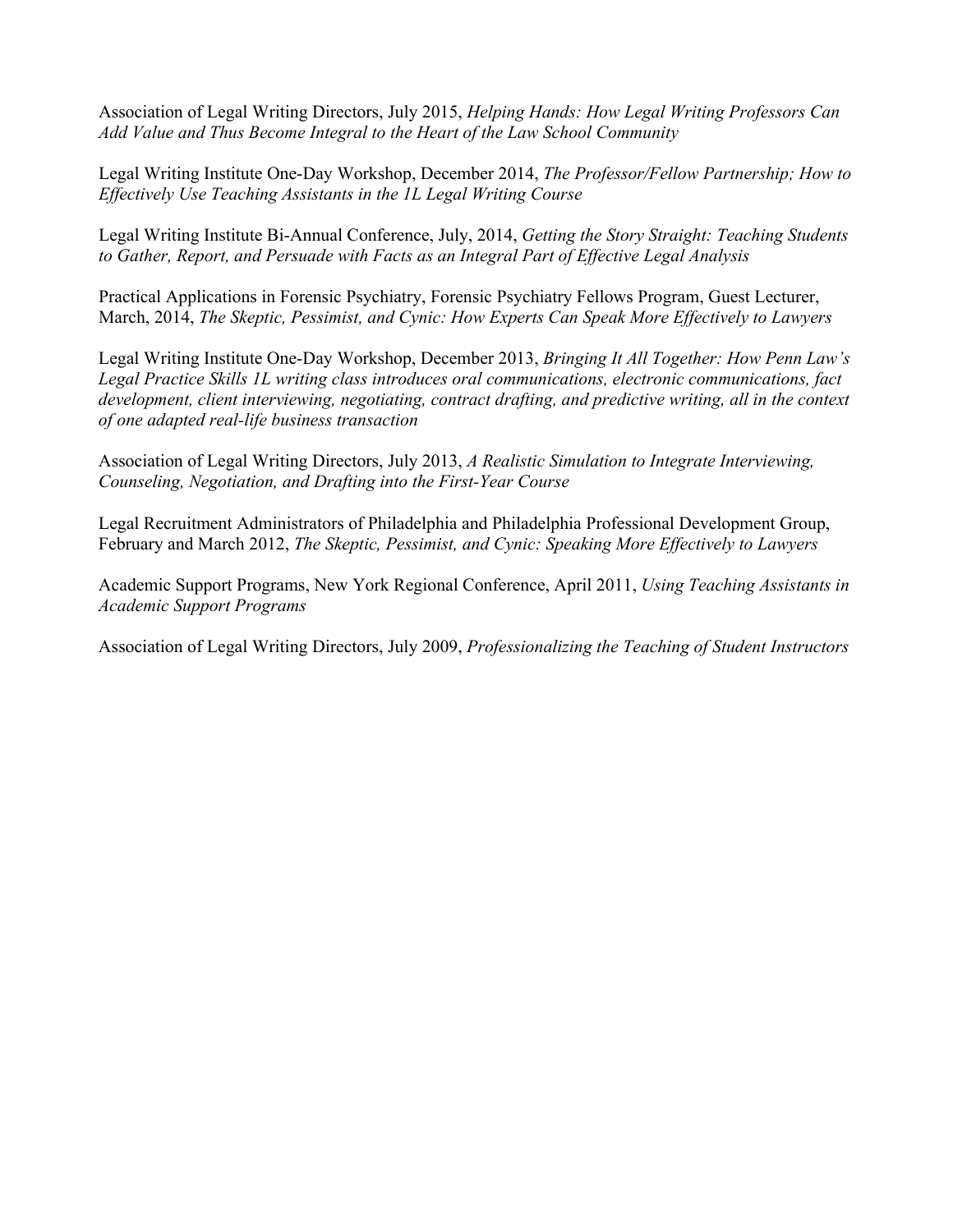Association of Legal Writing Directors, July 2015, *Helping Hands: How Legal Writing Professors Can Add Value and Thus Become Integral to the Heart of the Law School Community*

Legal Writing Institute One-Day Workshop, December 2014, *The Professor/Fellow Partnership; How to Effectively Use Teaching Assistants in the 1L Legal Writing Course*

Legal Writing Institute Bi-Annual Conference, July, 2014, *Getting the Story Straight: Teaching Students to Gather, Report, and Persuade with Facts as an Integral Part of Effective Legal Analysis*

Practical Applications in Forensic Psychiatry, Forensic Psychiatry Fellows Program, Guest Lecturer, March, 2014, *The Skeptic, Pessimist, and Cynic: How Experts Can Speak More Effectively to Lawyers*

Legal Writing Institute One-Day Workshop, December 2013, *Bringing It All Together: How Penn Law's Legal Practice Skills 1L writing class introduces oral communications, electronic communications, fact development, client interviewing, negotiating, contract drafting, and predictive writing, all in the context of one adapted real-life business transaction*

Association of Legal Writing Directors, July 2013, *A Realistic Simulation to Integrate Interviewing, Counseling, Negotiation, and Drafting into the First-Year Course*

Legal Recruitment Administrators of Philadelphia and Philadelphia Professional Development Group, February and March 2012, *The Skeptic, Pessimist, and Cynic: Speaking More Effectively to Lawyers*

Academic Support Programs, New York Regional Conference, April 2011, *Using Teaching Assistants in Academic Support Programs*

Association of Legal Writing Directors, July 2009, *Professionalizing the Teaching of Student Instructors*